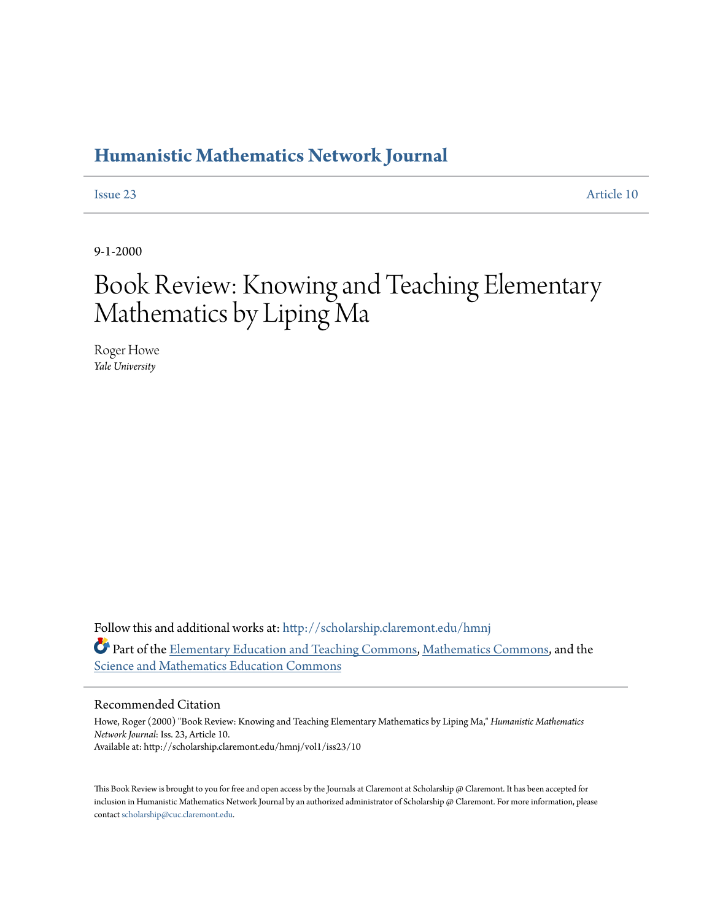# Humanistic Mathematics Network Journal

Issue 23 Article 10

9-1-2000

# Book Review: Knowing and Teaching Elementary Mathematics by Liping Ma

Roger Howe
*Yale University*

Follow this and additional works at: http://scholarship.claremont.edu/hmnj

Part of the Elementary Education and Teaching Commons, Mathematics Commons, and the Science and Mathematics Education Commons

## Recommended Citation

Howe, Roger (2000) "Book Review: Knowing and Teaching Elementary Mathematics by Liping Ma," *Humanistic Mathematics Network Journal*: Iss. 23, Article 10.
Available at: http://scholarship.claremont.edu/hmnj/vol1/iss23/10

This Book Review is brought to you for free and open access by the Journals at Claremont at Scholarship @ Claremont. It has been accepted for inclusion in Humanistic Mathematics Network Journal by an authorized administrator of Scholarship @ Claremont. For more information, please contact scholarship@cuc.claremont.edu.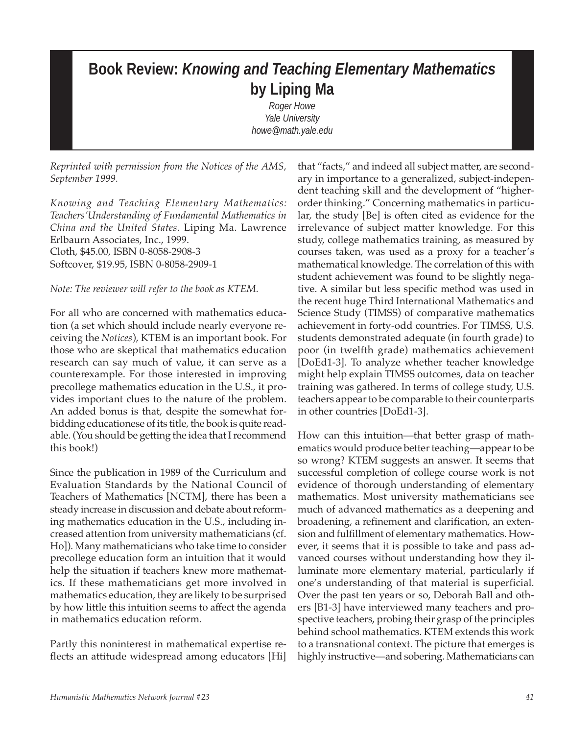# Book Review: *Knowing and Teaching Elementary Mathematics* by Liping Ma

*Roger Howe*
*Yale University*
*howe@math.yale.edu*

*Reprinted with permission from the Notices of the AMS, September 1999.*

*Knowing and Teaching Elementary Mathematics: Teachers'Understanding of Fundamental Mathematics in China and the United States*. Liping Ma. Lawrence Erlbaurn Associates, Inc., 1999.
Cloth, $45.00, ISBN 0-8058-2908-3
Softcover, $19.95, ISBN 0-8058-2909-1

*Note: The reviewer will refer to the book as KTEM.*

For all who are concerned with mathematics education (a set which should include nearly everyone receiving the *Notices*), KTEM is an important book. For those who are skeptical that mathematics education research can say much of value, it can serve as a counterexample. For those interested in improving precollege mathematics education in the U.S., it provides important clues to the nature of the problem. An added bonus is that, despite the somewhat forbidding educationese of its title, the book is quite readable. (You should be getting the idea that I recommend this book!)

Since the publication in 1989 of the Curriculum and Evaluation Standards by the National Council of Teachers of Mathematics [NCTM], there has been a steady increase in discussion and debate about reforming mathematics education in the U.S., including increased attention from university mathematicians (cf. Ho]). Many mathematicians who take time to consider precollege education form an intuition that it would help the situation if teachers knew more mathematics. If these mathematicians get more involved in mathematics education, they are likely to be surprised by how little this intuition seems to affect the agenda in mathematics education reform.

Partly this noninterest in mathematical expertise reflects an attitude widespread among educators [Hi] that "facts," and indeed all subject matter, are secondary in importance to a generalized, subject-independent teaching skill and the development of "higher-order thinking." Concerning mathematics in particular, the study [Be] is often cited as evidence for the irrelevance of subject matter knowledge. For this study, college mathematics training, as measured by courses taken, was used as a proxy for a teacher's mathematical knowledge. The correlation of this with student achievement was found to be slightly negative. A similar but less specific method was used in the recent huge Third International Mathematics and Science Study (TIMSS) of comparative mathematics achievement in forty-odd countries. For TIMSS, U.S. students demonstrated adequate (in fourth grade) to poor (in twelfth grade) mathematics achievement [DoEd1-3]. To analyze whether teacher knowledge might help explain TIMSS outcomes, data on teacher training was gathered. In terms of college study, U.S. teachers appear to be comparable to their counterparts in other countries [DoEd1-3].

How can this intuition—that better grasp of mathematics would produce better teaching—appear to be so wrong? KTEM suggests an answer. It seems that successful completion of college course work is not evidence of thorough understanding of elementary mathematics. Most university mathematicians see much of advanced mathematics as a deepening and broadening, a refinement and clarification, an extension and fulfillment of elementary mathematics. However, it seems that it is possible to take and pass advanced courses without understanding how they illuminate more elementary material, particularly if one's understanding of that material is superficial. Over the past ten years or so, Deborah Ball and others [B1-3] have interviewed many teachers and prospective teachers, probing their grasp of the principles behind school mathematics. KTEM extends this work to a transnational context. The picture that emerges is highly instructive—and sobering. Mathematicians can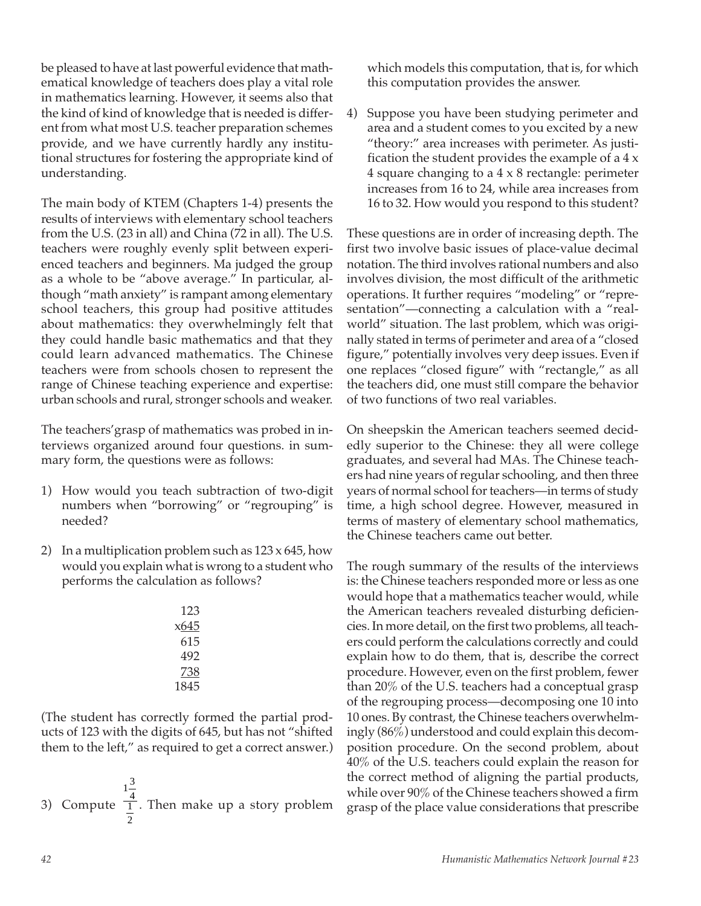be pleased to have at last powerful evidence that mathematical knowledge of teachers does play a vital role in mathematics learning. However, it seems also that the kind of kind of knowledge that is needed is different from what most U.S. teacher preparation schemes provide, and we have currently hardly any institutional structures for fostering the appropriate kind of understanding.

The main body of KTEM (Chapters 1-4) presents the results of interviews with elementary school teachers from the U.S. (23 in all) and China (72 in all). The U.S. teachers were roughly evenly split between experienced teachers and beginners. Ma judged the group as a whole to be "above average." In particular, although "math anxiety" is rampant among elementary school teachers, this group had positive attitudes about mathematics: they overwhelmingly felt that they could handle basic mathematics and that they could learn advanced mathematics. The Chinese teachers were from schools chosen to represent the range of Chinese teaching experience and expertise: urban schools and rural, stronger schools and weaker.

The teachers'grasp of mathematics was probed in interviews organized around four questions. in summary form, the questions were as follows:

1) How would you teach subtraction of two-digit numbers when "borrowing" or "regrouping" is needed?

2) In a multiplication problem such as 123 x 645, how would you explain what is wrong to a student who performs the calculation as follows?

```
 123
x645
 615
 492
 738
1845
```

(The student has correctly formed the partial products of 123 with the digits of 645, but has not "shifted them to the left," as required to get a correct answer.)

3) Compute $\frac{1\frac{3}{4}}{\frac{1}{2}}$. Then make up a story problem which models this computation, that is, for which this computation provides the answer.

4) Suppose you have been studying perimeter and area and a student comes to you excited by a new "theory:" area increases with perimeter. As justification the student provides the example of a 4 x 4 square changing to a 4 x 8 rectangle: perimeter increases from 16 to 24, while area increases from 16 to 32. How would you respond to this student?

These questions are in order of increasing depth. The first two involve basic issues of place-value decimal notation. The third involves rational numbers and also involves division, the most difficult of the arithmetic operations. It further requires "modeling" or "representation"—connecting a calculation with a "real-world" situation. The last problem, which was originally stated in terms of perimeter and area of a "closed figure," potentially involves very deep issues. Even if one replaces "closed figure" with "rectangle," as all the teachers did, one must still compare the behavior of two functions of two real variables.

On sheepskin the American teachers seemed decidedly superior to the Chinese: they all were college graduates, and several had MAs. The Chinese teachers had nine years of regular schooling, and then three years of normal school for teachers—in terms of study time, a high school degree. However, measured in terms of mastery of elementary school mathematics, the Chinese teachers came out better.

The rough summary of the results of the interviews is: the Chinese teachers responded more or less as one would hope that a mathematics teacher would, while the American teachers revealed disturbing deficiencies. In more detail, on the first two problems, all teachers could perform the calculations correctly and could explain how to do them, that is, describe the correct procedure. However, even on the first problem, fewer than 20% of the U.S. teachers had a conceptual grasp of the regrouping process—decomposing one 10 into 10 ones. By contrast, the Chinese teachers overwhelmingly (86%) understood and could explain this decomposition procedure. On the second problem, about 40% of the U.S. teachers could explain the reason for the correct method of aligning the partial products, while over 90% of the Chinese teachers showed a firm grasp of the place value considerations that prescribe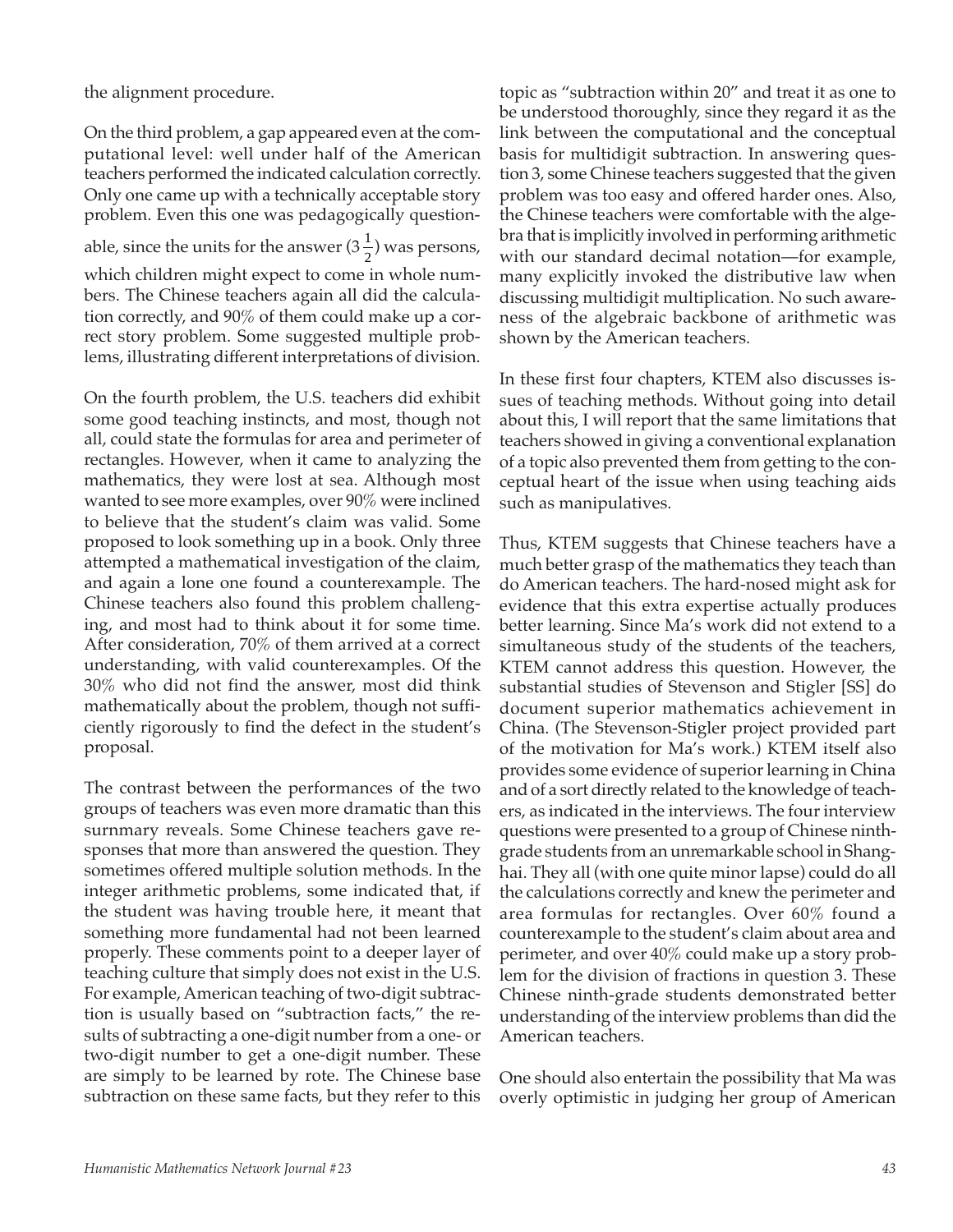the alignment procedure.

On the third problem, a gap appeared even at the computational level: well under half of the American teachers performed the indicated calculation correctly. Only one came up with a technically acceptable story problem. Even this one was pedagogically questionable, since the units for the answer ($3\frac{1}{2}$) was persons, which children might expect to come in whole numbers. The Chinese teachers again all did the calculation correctly, and 90% of them could make up a correct story problem. Some suggested multiple problems, illustrating different interpretations of division.

On the fourth problem, the U.S. teachers did exhibit some good teaching instincts, and most, though not all, could state the formulas for area and perimeter of rectangles. However, when it came to analyzing the mathematics, they were lost at sea. Although most wanted to see more examples, over 90% were inclined to believe that the student's claim was valid. Some proposed to look something up in a book. Only three attempted a mathematical investigation of the claim, and again a lone one found a counterexample. The Chinese teachers also found this problem challenging, and most had to think about it for some time. After consideration, 70% of them arrived at a correct understanding, with valid counterexamples. Of the 30% who did not find the answer, most did think mathematically about the problem, though not sufficiently rigorously to find the defect in the student's proposal.

The contrast between the performances of the two groups of teachers was even more dramatic than this surnmary reveals. Some Chinese teachers gave responses that more than answered the question. They sometimes offered multiple solution methods. In the integer arithmetic problems, some indicated that, if the student was having trouble here, it meant that something more fundamental had not been learned properly. These comments point to a deeper layer of teaching culture that simply does not exist in the U.S. For example, American teaching of two-digit subtraction is usually based on "subtraction facts," the results of subtracting a one-digit number from a one- or two-digit number to get a one-digit number. These are simply to be learned by rote. The Chinese base subtraction on these same facts, but they refer to this topic as "subtraction within 20" and treat it as one to be understood thoroughly, since they regard it as the link between the computational and the conceptual basis for multidigit subtraction. In answering question 3, some Chinese teachers suggested that the given problem was too easy and offered harder ones. Also, the Chinese teachers were comfortable with the algebra that is implicitly involved in performing arithmetic with our standard decimal notation—for example, many explicitly invoked the distributive law when discussing multidigit multiplication. No such awareness of the algebraic backbone of arithmetic was shown by the American teachers.

In these first four chapters, KTEM also discusses issues of teaching methods. Without going into detail about this, I will report that the same limitations that teachers showed in giving a conventional explanation of a topic also prevented them from getting to the conceptual heart of the issue when using teaching aids such as manipulatives.

Thus, KTEM suggests that Chinese teachers have a much better grasp of the mathematics they teach than do American teachers. The hard-nosed might ask for evidence that this extra expertise actually produces better learning. Since Ma's work did not extend to a simultaneous study of the students of the teachers, KTEM cannot address this question. However, the substantial studies of Stevenson and Stigler [SS] do document superior mathematics achievement in China. (The Stevenson-Stigler project provided part of the motivation for Ma's work.) KTEM itself also provides some evidence of superior learning in China and of a sort directly related to the knowledge of teachers, as indicated in the interviews. The four interview questions were presented to a group of Chinese ninth-grade students from an unremarkable school in Shanghai. They all (with one quite minor lapse) could do all the calculations correctly and knew the perimeter and area formulas for rectangles. Over 60% found a counterexample to the student's claim about area and perimeter, and over 40% could make up a story problem for the division of fractions in question 3. These Chinese ninth-grade students demonstrated better understanding of the interview problems than did the American teachers.

One should also entertain the possibility that Ma was overly optimistic in judging her group of American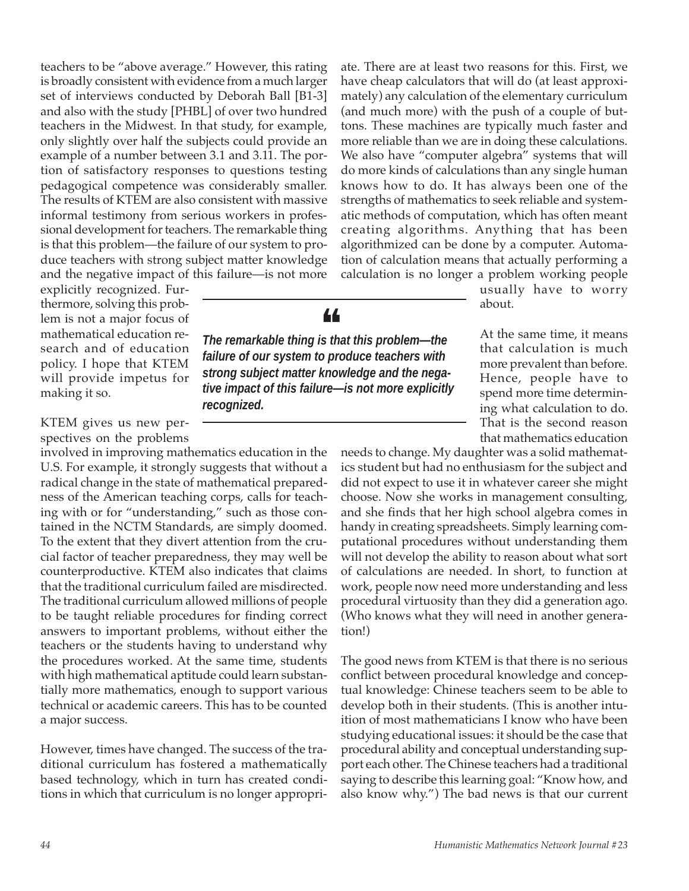teachers to be "above average." However, this rating is broadly consistent with evidence from a much larger set of interviews conducted by Deborah Ball [B1-3] and also with the study [PHBL] of over two hundred teachers in the Midwest. In that study, for example, only slightly over half the subjects could provide an example of a number between 3.1 and 3.11. The portion of satisfactory responses to questions testing pedagogical competence was considerably smaller. The results of KTEM are also consistent with massive informal testimony from serious workers in professional development for teachers. The remarkable thing is that this problem—the failure of our system to produce teachers with strong subject matter knowledge and the negative impact of this failure—is not more explicitly recognized. Furthermore, solving this problem is not a major focus of mathematical education research and of education policy. I hope that KTEM will provide impetus for making it so.

> *The remarkable thing is that this problem—the failure of our system to produce teachers with strong subject matter knowledge and the negative impact of this failure—is not more explicitly recognized.*

KTEM gives us new perspectives on the problems involved in improving mathematics education in the U.S. For example, it strongly suggests that without a radical change in the state of mathematical preparedness of the American teaching corps, calls for teaching with or for "understanding," such as those contained in the NCTM Standards, are simply doomed. To the extent that they divert attention from the crucial factor of teacher preparedness, they may well be counterproductive. KTEM also indicates that claims that the traditional curriculum failed are misdirected. The traditional curriculum allowed millions of people to be taught reliable procedures for finding correct answers to important problems, without either the teachers or the students having to understand why the procedures worked. At the same time, students with high mathematical aptitude could learn substantially more mathematics, enough to support various technical or academic careers. This has to be counted a major success.

However, times have changed. The success of the traditional curriculum has fostered a mathematically based technology, which in turn has created conditions in which that curriculum is no longer appropriate. There are at least two reasons for this. First, we have cheap calculators that will do (at least approximately) any calculation of the elementary curriculum (and much more) with the push of a couple of buttons. These machines are typically much faster and more reliable than we are in doing these calculations. We also have "computer algebra" systems that will do more kinds of calculations than any single human knows how to do. It has always been one of the strengths of mathematics to seek reliable and systematic methods of computation, which has often meant creating algorithms. Anything that has been algorithmized can be done by a computer. Automation of calculation means that actually performing a calculation is no longer a problem working people usually have to worry about.

At the same time, it means that calculation is much more prevalent than before. Hence, people have to spend more time determining what calculation to do. That is the second reason that mathematics education needs to change. My daughter was a solid mathematics student but had no enthusiasm for the subject and did not expect to use it in whatever career she might choose. Now she works in management consulting, and she finds that her high school algebra comes in handy in creating spreadsheets. Simply learning computational procedures without understanding them will not develop the ability to reason about what sort of calculations are needed. In short, to function at work, people now need more understanding and less procedural virtuosity than they did a generation ago. (Who knows what they will need in another generation!)

The good news from KTEM is that there is no serious conflict between procedural knowledge and conceptual knowledge: Chinese teachers seem to be able to develop both in their students. (This is another intuition of most mathematicians I know who have been studying educational issues: it should be the case that procedural ability and conceptual understanding support each other. The Chinese teachers had a traditional saying to describe this learning goal: "Know how, and also know why.") The bad news is that our current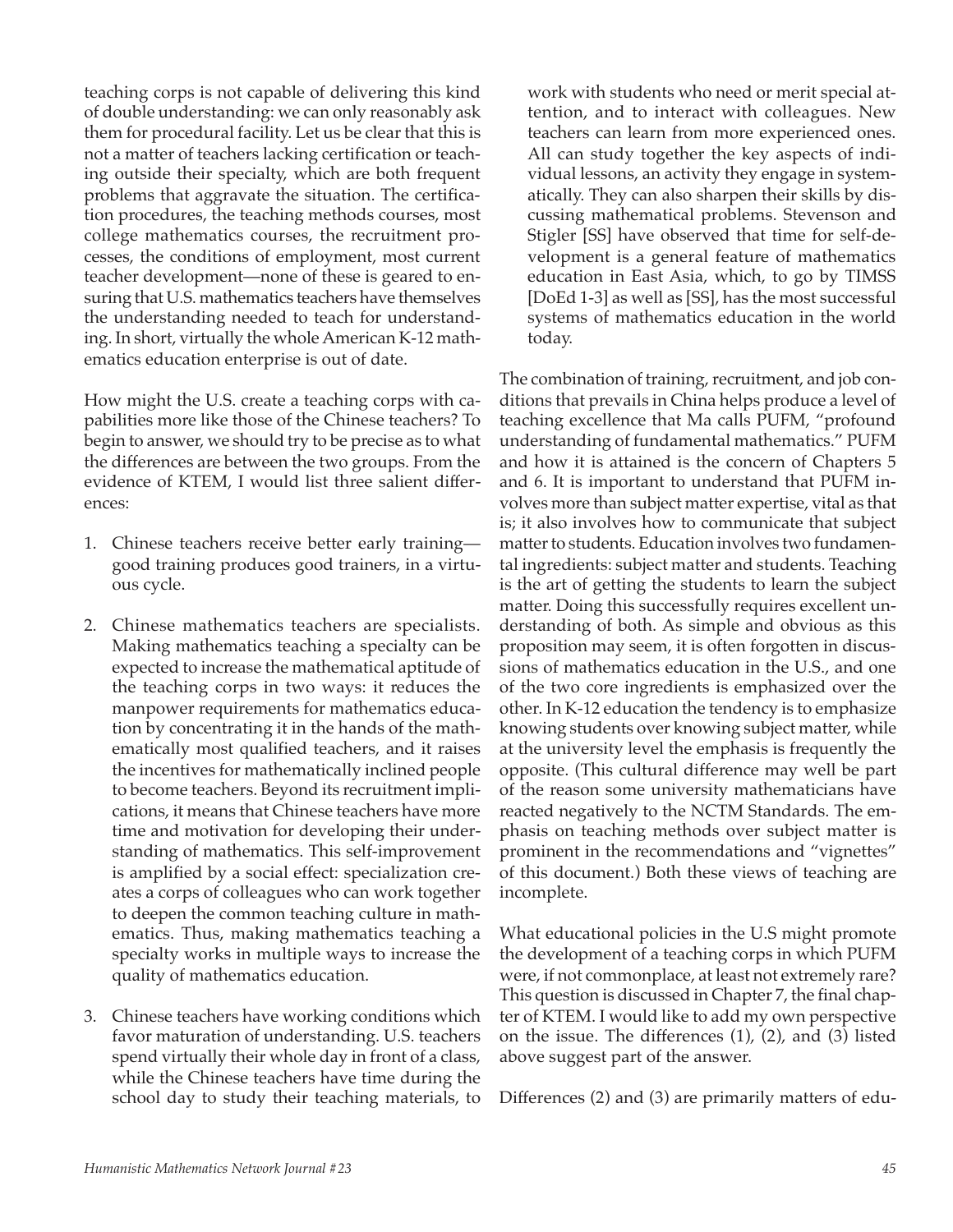teaching corps is not capable of delivering this kind of double understanding: we can only reasonably ask them for procedural facility. Let us be clear that this is not a matter of teachers lacking certification or teaching outside their specialty, which are both frequent problems that aggravate the situation. The certification procedures, the teaching methods courses, most college mathematics courses, the recruitment processes, the conditions of employment, most current teacher development—none of these is geared to ensuring that U.S. mathematics teachers have themselves the understanding needed to teach for understanding. In short, virtually the whole American K-12 mathematics education enterprise is out of date.

How might the U.S. create a teaching corps with capabilities more like those of the Chinese teachers? To begin to answer, we should try to be precise as to what the differences are between the two groups. From the evidence of KTEM, I would list three salient differences:

1. Chinese teachers receive better early training—good training produces good trainers, in a virtuous cycle.

2. Chinese mathematics teachers are specialists. Making mathematics teaching a specialty can be expected to increase the mathematical aptitude of the teaching corps in two ways: it reduces the manpower requirements for mathematics education by concentrating it in the hands of the mathematically most qualified teachers, and it raises the incentives for mathematically inclined people to become teachers. Beyond its recruitment implications, it means that Chinese teachers have more time and motivation for developing their understanding of mathematics. This self-improvement is amplified by a social effect: specialization creates a corps of colleagues who can work together to deepen the common teaching culture in mathematics. Thus, making mathematics teaching a specialty works in multiple ways to increase the quality of mathematics education.

3. Chinese teachers have working conditions which favor maturation of understanding. U.S. teachers spend virtually their whole day in front of a class, while the Chinese teachers have time during the school day to study their teaching materials, to work with students who need or merit special attention, and to interact with colleagues. New teachers can learn from more experienced ones. All can study together the key aspects of individual lessons, an activity they engage in systematically. They can also sharpen their skills by discussing mathematical problems. Stevenson and Stigler [SS] have observed that time for self-development is a general feature of mathematics education in East Asia, which, to go by TIMSS [DoEd 1-3] as well as [SS], has the most successful systems of mathematics education in the world today.

The combination of training, recruitment, and job conditions that prevails in China helps produce a level of teaching excellence that Ma calls PUFM, "profound understanding of fundamental mathematics." PUFM and how it is attained is the concern of Chapters 5 and 6. It is important to understand that PUFM involves more than subject matter expertise, vital as that is; it also involves how to communicate that subject matter to students. Education involves two fundamental ingredients: subject matter and students. Teaching is the art of getting the students to learn the subject matter. Doing this successfully requires excellent understanding of both. As simple and obvious as this proposition may seem, it is often forgotten in discussions of mathematics education in the U.S., and one of the two core ingredients is emphasized over the other. In K-12 education the tendency is to emphasize knowing students over knowing subject matter, while at the university level the emphasis is frequently the opposite. (This cultural difference may well be part of the reason some university mathematicians have reacted negatively to the NCTM Standards. The emphasis on teaching methods over subject matter is prominent in the recommendations and "vignettes" of this document.) Both these views of teaching are incomplete.

What educational policies in the U.S might promote the development of a teaching corps in which PUFM were, if not commonplace, at least not extremely rare? This question is discussed in Chapter 7, the final chapter of KTEM. I would like to add my own perspective on the issue. The differences (1), (2), and (3) listed above suggest part of the answer.

Differences (2) and (3) are primarily matters of edu-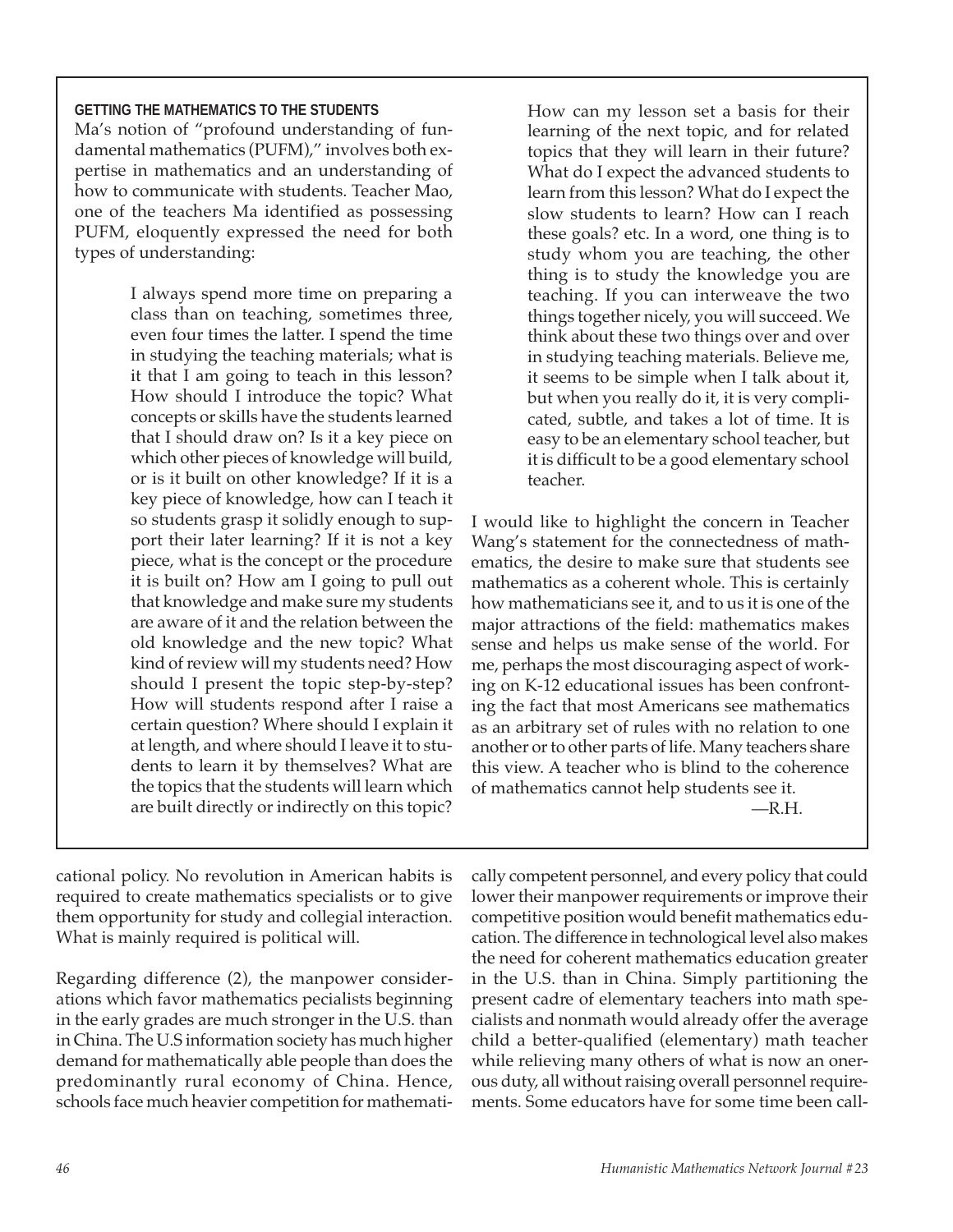### GETTING THE MATHEMATICS TO THE STUDENTS

Ma's notion of "profound understanding of fundamental mathematics (PUFM)," involves both expertise in mathematics and an understanding of how to communicate with students. Teacher Mao, one of the teachers Ma identified as possessing PUFM, eloquently expressed the need for both types of understanding:

> I always spend more time on preparing a class than on teaching, sometimes three, even four times the latter. I spend the time in studying the teaching materials; what is it that I am going to teach in this lesson? How should I introduce the topic? What concepts or skills have the students learned that I should draw on? Is it a key piece on which other pieces of knowledge will build, or is it built on other knowledge? If it is a key piece of knowledge, how can I teach it so students grasp it solidly enough to support their later learning? If it is not a key piece, what is the concept or the procedure it is built on? How am I going to pull out that knowledge and make sure my students are aware of it and the relation between the old knowledge and the new topic? What kind of review will my students need? How should I present the topic step-by-step? How will students respond after I raise a certain question? Where should I explain it at length, and where should I leave it to students to learn it by themselves? What are the topics that the students will learn which are built directly or indirectly on this topic? How can my lesson set a basis for their learning of the next topic, and for related topics that they will learn in their future? What do I expect the advanced students to learn from this lesson? What do I expect the slow students to learn? How can I reach these goals? etc. In a word, one thing is to study whom you are teaching, the other thing is to study the knowledge you are teaching. If you can interweave the two things together nicely, you will succeed. We think about these two things over and over in studying teaching materials. Believe me, it seems to be simple when I talk about it, but when you really do it, it is very complicated, subtle, and takes a lot of time. It is easy to be an elementary school teacher, but it is difficult to be a good elementary school teacher.

I would like to highlight the concern in Teacher Wang's statement for the connectedness of mathematics, the desire to make sure that students see mathematics as a coherent whole. This is certainly how mathematicians see it, and to us it is one of the major attractions of the field: mathematics makes sense and helps us make sense of the world. For me, perhaps the most discouraging aspect of working on K-12 educational issues has been confronting the fact that most Americans see mathematics as an arbitrary set of rules with no relation to one another or to other parts of life. Many teachers share this view. A teacher who is blind to the coherence of mathematics cannot help students see it.

—R.H.

cational policy. No revolution in American habits is required to create mathematics specialists or to give them opportunity for study and collegial interaction. What is mainly required is political will.

Regarding difference (2), the manpower considerations which favor mathematics pecialists beginning in the early grades are much stronger in the U.S. than in China. The U.S information society has much higher demand for mathematically able people than does the predominantly rural economy of China. Hence, schools face much heavier competition for mathematically competent personnel, and every policy that could lower their manpower requirements or improve their competitive position would benefit mathematics education. The difference in technological level also makes the need for coherent mathematics education greater in the U.S. than in China. Simply partitioning the present cadre of elementary teachers into math specialists and nonmath would already offer the average child a better-qualified (elementary) math teacher while relieving many others of what is now an onerous duty, all without raising overall personnel requirements. Some educators have for some time been call-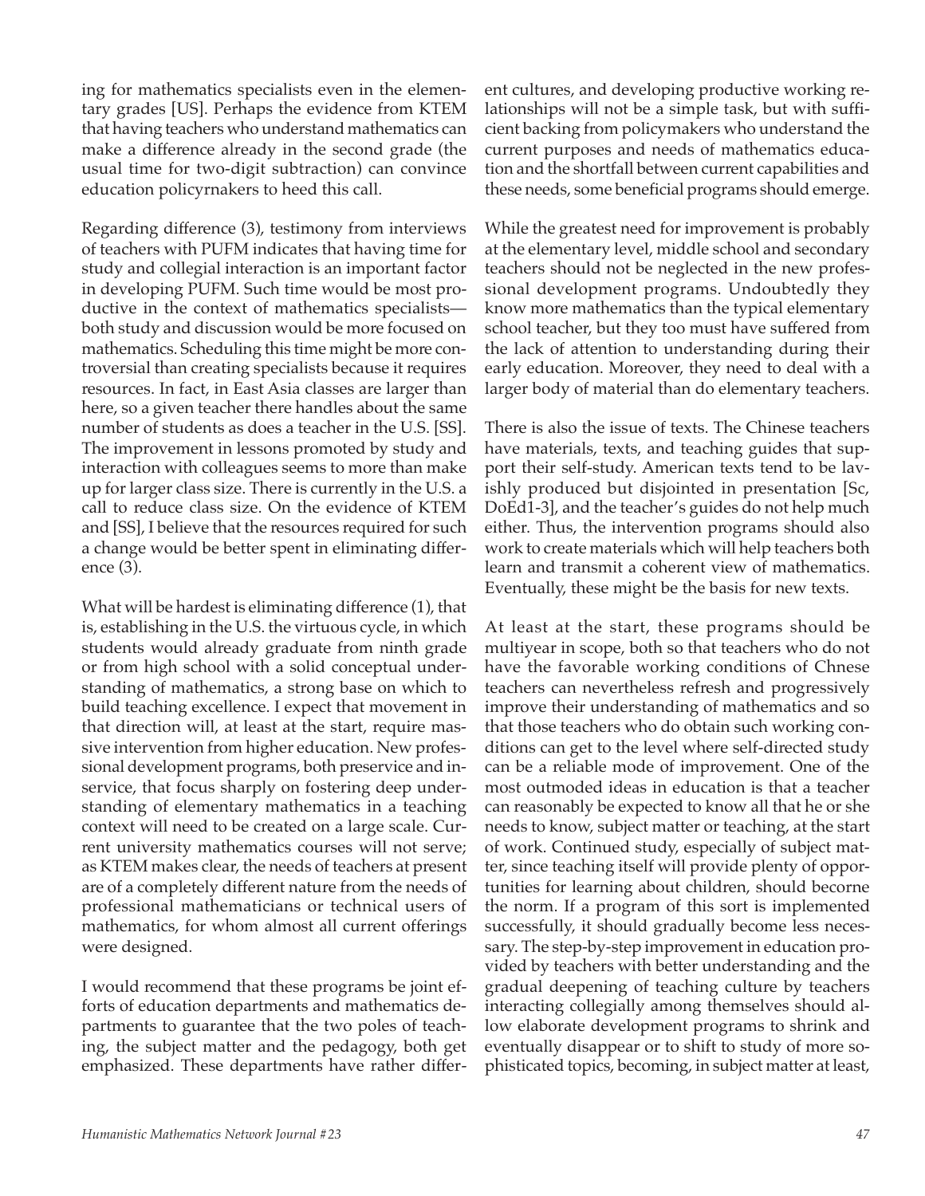ing for mathematics specialists even in the elementary grades [US]. Perhaps the evidence from KTEM that having teachers who understand mathematics can make a difference already in the second grade (the usual time for two-digit subtraction) can convince education policyrnakers to heed this call.

Regarding difference (3), testimony from interviews of teachers with PUFM indicates that having time for study and collegial interaction is an important factor in developing PUFM. Such time would be most productive in the context of mathematics specialists—both study and discussion would be more focused on mathematics. Scheduling this time might be more controversial than creating specialists because it requires resources. In fact, in East Asia classes are larger than here, so a given teacher there handles about the same number of students as does a teacher in the U.S. [SS]. The improvement in lessons promoted by study and interaction with colleagues seems to more than make up for larger class size. There is currently in the U.S. a call to reduce class size. On the evidence of KTEM and [SS], I believe that the resources required for such a change would be better spent in eliminating difference (3).

What will be hardest is eliminating difference (1), that is, establishing in the U.S. the virtuous cycle, in which students would already graduate from ninth grade or from high school with a solid conceptual understanding of mathematics, a strong base on which to build teaching excellence. I expect that movement in that direction will, at least at the start, require massive intervention from higher education. New professional development programs, both preservice and inservice, that focus sharply on fostering deep understanding of elementary mathematics in a teaching context will need to be created on a large scale. Current university mathematics courses will not serve; as KTEM makes clear, the needs of teachers at present are of a completely different nature from the needs of professional mathematicians or technical users of mathematics, for whom almost all current offerings were designed.

I would recommend that these programs be joint efforts of education departments and mathematics departments to guarantee that the two poles of teaching, the subject matter and the pedagogy, both get emphasized. These departments have rather different cultures, and developing productive working relationships will not be a simple task, but with sufficient backing from policymakers who understand the current purposes and needs of mathematics education and the shortfall between current capabilities and these needs, some beneficial programs should emerge.

While the greatest need for improvement is probably at the elementary level, middle school and secondary teachers should not be neglected in the new professional development programs. Undoubtedly they know more mathematics than the typical elementary school teacher, but they too must have suffered from the lack of attention to understanding during their early education. Moreover, they need to deal with a larger body of material than do elementary teachers.

There is also the issue of texts. The Chinese teachers have materials, texts, and teaching guides that support their self-study. American texts tend to be lavishly produced but disjointed in presentation [Sc, DoEd1-3], and the teacher's guides do not help much either. Thus, the intervention programs should also work to create materials which will help teachers both learn and transmit a coherent view of mathematics. Eventually, these might be the basis for new texts.

At least at the start, these programs should be multiyear in scope, both so that teachers who do not have the favorable working conditions of Chnese teachers can nevertheless refresh and progressively improve their understanding of mathematics and so that those teachers who do obtain such working conditions can get to the level where self-directed study can be a reliable mode of improvement. One of the most outmoded ideas in education is that a teacher can reasonably be expected to know all that he or she needs to know, subject matter or teaching, at the start of work. Continued study, especially of subject matter, since teaching itself will provide plenty of opportunities for learning about children, should becorne the norm. If a program of this sort is implemented successfully, it should gradually become less necessary. The step-by-step improvement in education provided by teachers with better understanding and the gradual deepening of teaching culture by teachers interacting collegially among themselves should allow elaborate development programs to shrink and eventually disappear or to shift to study of more sophisticated topics, becoming, in subject matter at least,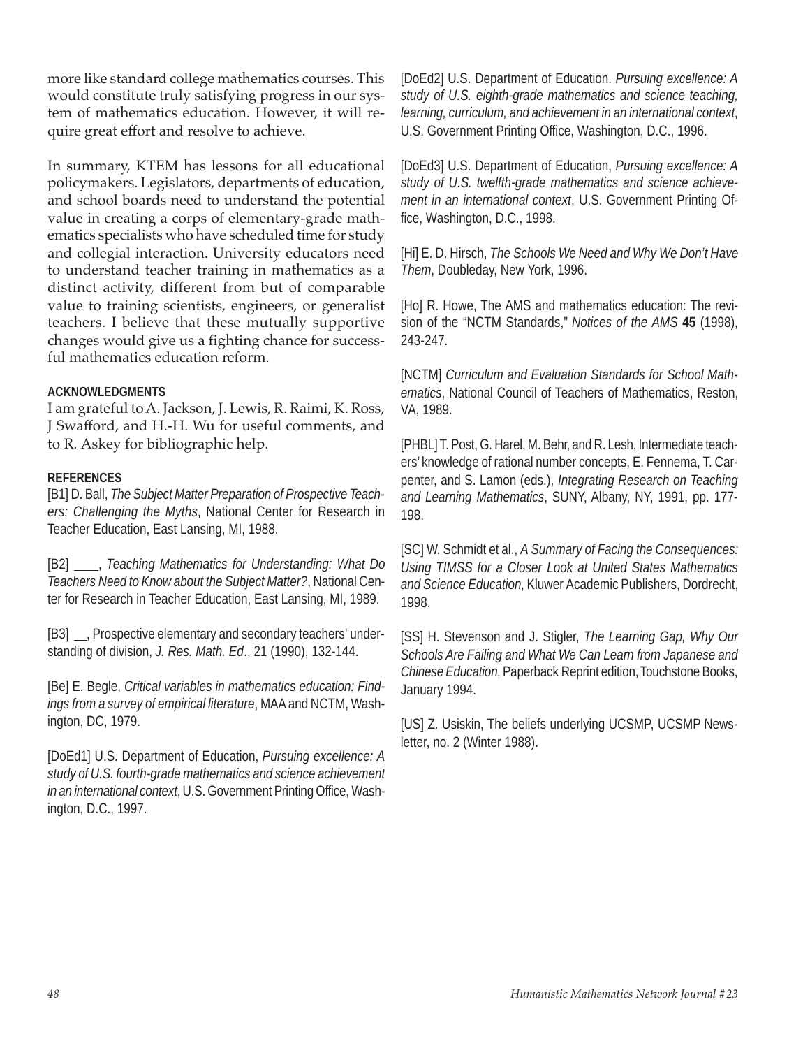more like standard college mathematics courses. This would constitute truly satisfying progress in our system of mathematics education. However, it will require great effort and resolve to achieve.

In summary, KTEM has lessons for all educational policymakers. Legislators, departments of education, and school boards need to understand the potential value in creating a corps of elementary-grade mathematics specialists who have scheduled time for study and collegial interaction. University educators need to understand teacher training in mathematics as a distinct activity, different from but of comparable value to training scientists, engineers, or generalist teachers. I believe that these mutually supportive changes would give us a fighting chance for successful mathematics education reform.

**ACKNOWLEDGMENTS**

I am grateful to A. Jackson, J. Lewis, R. Raimi, K. Ross, J Swafford, and H.-H. Wu for useful comments, and to R. Askey for bibliographic help.

**REFERENCES**

[B1] D. Ball, *The Subject Matter Preparation of Prospective Teachers: Challenging the Myths*, National Center for Research in Teacher Education, East Lansing, MI, 1988.

[B2] ____, *Teaching Mathematics for Understanding: What Do Teachers Need to Know about the Subject Matter?*, National Center for Research in Teacher Education, East Lansing, MI, 1989.

[B3] __, Prospective elementary and secondary teachers' understanding of division, *J. Res. Math. Ed*., 21 (1990), 132-144.

[Be] E. Begle, *Critical variables in mathematics education: Findings from a survey of empirical literature*, MAA and NCTM, Washington, DC, 1979.

[DoEd1] U.S. Department of Education, *Pursuing excellence: A study of U.S. fourth-grade mathematics and science achievement in an international context*, U.S. Government Printing Office, Washington, D.C., 1997.

[DoEd2] U.S. Department of Education. *Pursuing excellence: A study of U.S. eighth-grade mathematics and science teaching, learning, curriculum, and achievement in an international context*, U.S. Government Printing Office, Washington, D.C., 1996.

[DoEd3] U.S. Department of Education, *Pursuing excellence: A study of U.S. twelfth-grade mathematics and science achievement in an international context*, U.S. Government Printing Office, Washington, D.C., 1998.

[Hi] E. D. Hirsch, *The Schools We Need and Why We Don't Have Them*, Doubleday, New York, 1996.

[Ho] R. Howe, The AMS and mathematics education: The revision of the "NCTM Standards," *Notices of the AMS* **45** (1998), 243-247.

[NCTM] *Curriculum and Evaluation Standards for School Mathematics*, National Council of Teachers of Mathematics, Reston, VA, 1989.

[PHBL] T. Post, G. Harel, M. Behr, and R. Lesh, Intermediate teachers' knowledge of rational number concepts, E. Fennema, T. Carpenter, and S. Lamon (eds.), *Integrating Research on Teaching and Learning Mathematics*, SUNY, Albany, NY, 1991, pp. 177-198.

[SC] W. Schmidt et al., *A Summary of Facing the Consequences: Using TIMSS for a Closer Look at United States Mathematics and Science Education*, Kluwer Academic Publishers, Dordrecht, 1998.

[SS] H. Stevenson and J. Stigler, *The Learning Gap, Why Our Schools Are Failing and What We Can Learn from Japanese and Chinese Education*, Paperback Reprint edition, Touchstone Books, January 1994.

[US] Z. Usiskin, The beliefs underlying UCSMP, UCSMP Newsletter, no. 2 (Winter 1988).